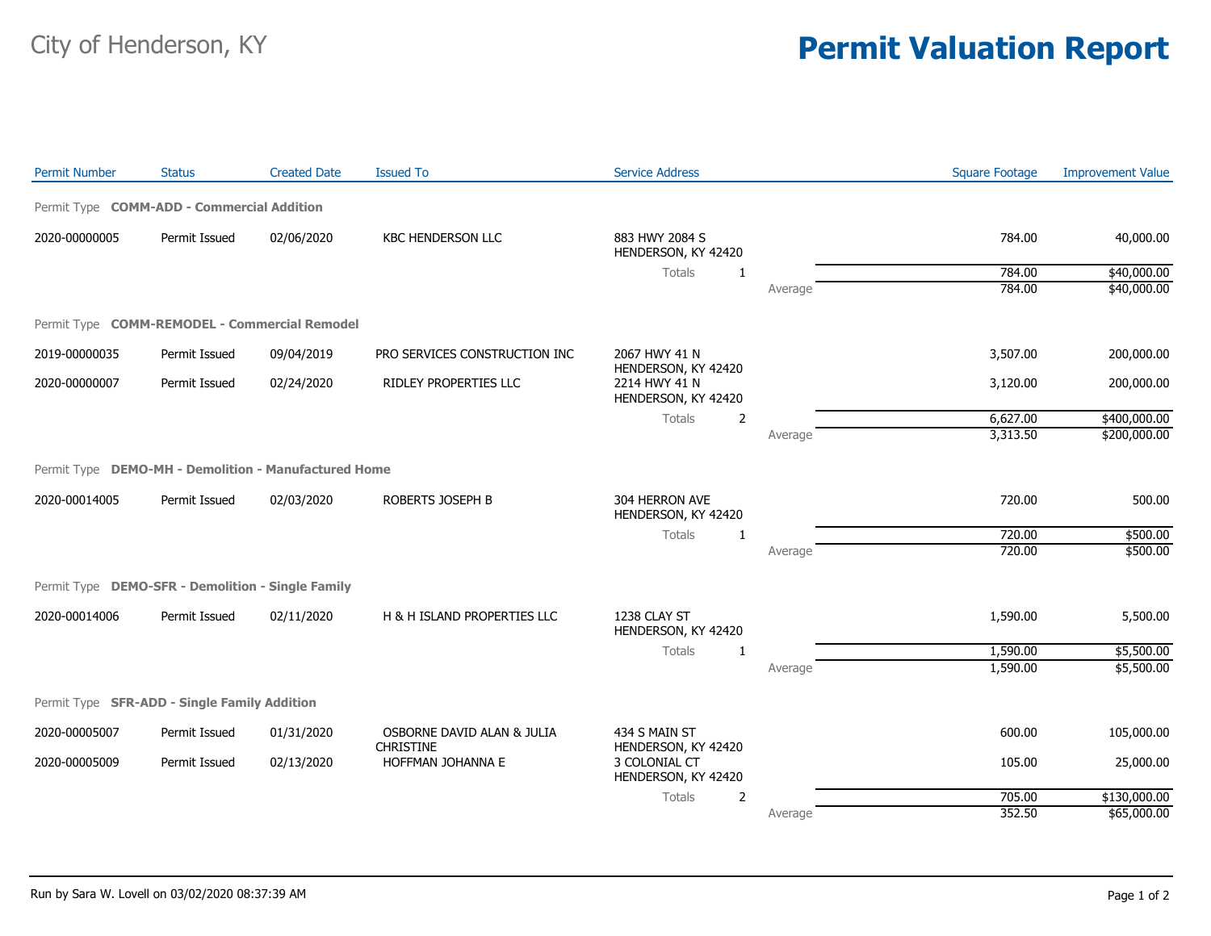City of Henderson, KY

# Permit Valuation Report

| Permit Number | Status | Created Date | Issued To | Service Address | | | Square Footage | Improvement Value |
|---|---|---|---|---|---|---|---|---|
| **Permit Type COMM-ADD - Commercial Addition** | | | | | | | | |
| 2020-00000005 | Permit Issued | 02/06/2020 | KBC HENDERSON LLC | 883 HWY 2084 S HENDERSON, KY 42420 | | | 784.00 | 40,000.00 |
| | | | | Totals | 1 | | 784.00 | $40,000.00 |
| | | | | | | Average | 784.00 | $40,000.00 |
| **Permit Type COMM-REMODEL - Commercial Remodel** | | | | | | | | |
| 2019-00000035 | Permit Issued | 09/04/2019 | PRO SERVICES CONSTRUCTION INC | 2067 HWY 41 N HENDERSON, KY 42420 | | | 3,507.00 | 200,000.00 |
| 2020-00000007 | Permit Issued | 02/24/2020 | RIDLEY PROPERTIES LLC | 2214 HWY 41 N HENDERSON, KY 42420 | | | 3,120.00 | 200,000.00 |
| | | | | Totals | 2 | | 6,627.00 | $400,000.00 |
| | | | | | | Average | 3,313.50 | $200,000.00 |
| **Permit Type DEMO-MH - Demolition - Manufactured Home** | | | | | | | | |
| 2020-00014005 | Permit Issued | 02/03/2020 | ROBERTS JOSEPH B | 304 HERRON AVE HENDERSON, KY 42420 | | | 720.00 | 500.00 |
| | | | | Totals | 1 | | 720.00 | $500.00 |
| | | | | | | Average | 720.00 | $500.00 |
| **Permit Type DEMO-SFR - Demolition - Single Family** | | | | | | | | |
| 2020-00014006 | Permit Issued | 02/11/2020 | H & H ISLAND PROPERTIES LLC | 1238 CLAY ST HENDERSON, KY 42420 | | | 1,590.00 | 5,500.00 |
| | | | | Totals | 1 | | 1,590.00 | $5,500.00 |
| | | | | | | Average | 1,590.00 | $5,500.00 |
| **Permit Type SFR-ADD - Single Family Addition** | | | | | | | | |
| 2020-00005007 | Permit Issued | 01/31/2020 | OSBORNE DAVID ALAN & JULIA CHRISTINE | 434 S MAIN ST HENDERSON, KY 42420 | | | 600.00 | 105,000.00 |
| 2020-00005009 | Permit Issued | 02/13/2020 | HOFFMAN JOHANNA E | 3 COLONIAL CT HENDERSON, KY 42420 | | | 105.00 | 25,000.00 |
| | | | | Totals | 2 | | 705.00 | $130,000.00 |
| | | | | | | Average | 352.50 | $65,000.00 |

Run by Sara W. Lovell on 03/02/2020 08:37:39 AM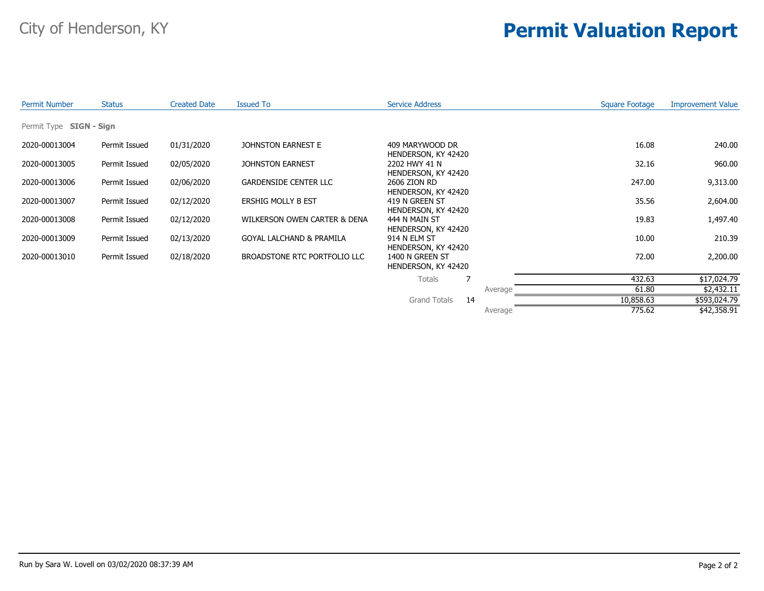# City of Henderson, KY

# Permit Valuation Report

| Permit Number | Status | Created Date | Issued To | Service Address | Square Footage | Improvement Value |
|---|---|---|---|---|---|---|
| Permit Type **SIGN - Sign** | | | | | | |
| 2020-00013004 | Permit Issued | 01/31/2020 | JOHNSTON EARNEST E | 409 MARYWOOD DR HENDERSON, KY 42420 | 16.08 | 240.00 |
| 2020-00013005 | Permit Issued | 02/05/2020 | JOHNSTON EARNEST | 2202 HWY 41 N HENDERSON, KY 42420 | 32.16 | 960.00 |
| 2020-00013006 | Permit Issued | 02/06/2020 | GARDENSIDE CENTER LLC | 2606 ZION RD HENDERSON, KY 42420 | 247.00 | 9,313.00 |
| 2020-00013007 | Permit Issued | 02/12/2020 | ERSHIG MOLLY B EST | 419 N GREEN ST HENDERSON, KY 42420 | 35.56 | 2,604.00 |
| 2020-00013008 | Permit Issued | 02/12/2020 | WILKERSON OWEN CARTER & DENA | 444 N MAIN ST HENDERSON, KY 42420 | 19.83 | 1,497.40 |
| 2020-00013009 | Permit Issued | 02/13/2020 | GOYAL LALCHAND & PRAMILA | 914 N ELM ST HENDERSON, KY 42420 | 10.00 | 210.39 |
| 2020-00013010 | Permit Issued | 02/18/2020 | BROADSTONE RTC PORTFOLIO LLC | 1400 N GREEN ST HENDERSON, KY 42420 | 72.00 | 2,200.00 |
| | | | | Totals 7 | 432.63 | $17,024.79 |
| | | | | Average | 61.80 | $2,432.11 |
| | | | | Grand Totals 14 | 10,858.63 | $593,024.79 |
| | | | | Average | 775.62 | $42,358.91 |

Run by Sara W. Lovell on 03/02/2020 08:37:39 AM